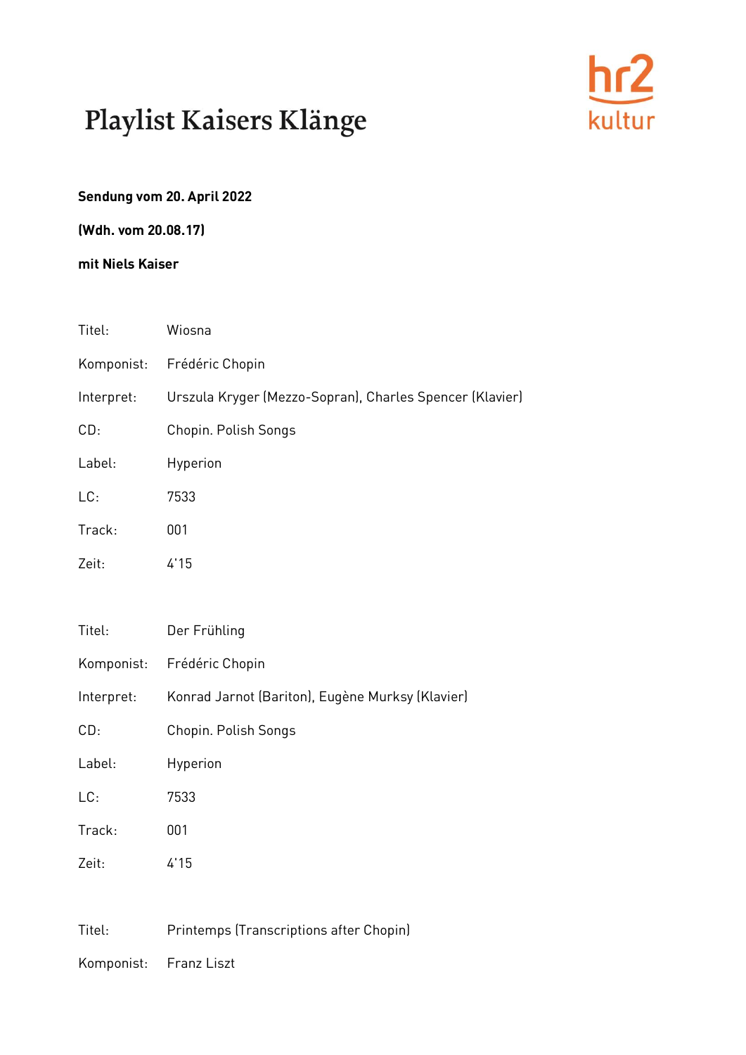# Playlist Kaisers Klänge

hr2 kultur

**Sendung vom 20. April 2022**

**(Wdh. vom 20.08.17)**

**mit Niels Kaiser**

Titel: Wiosna

Komponist: Frédéric Chopin

Interpret: Urszula Kryger (Mezzo-Sopran), Charles Spencer (Klavier)

CD: Chopin. Polish Songs

Label: Hyperion

LC: 7533

Track: 001

Zeit: 4'15

Titel: Der Frühling

Komponist: Frédéric Chopin

Interpret: Konrad Jarnot (Bariton), Eugène Murksy (Klavier)

CD: Chopin. Polish Songs

Label: Hyperion

LC: 7533

Track: 001

Zeit: 4'15

Titel: Printemps (Transcriptions after Chopin)

Komponist: Franz Liszt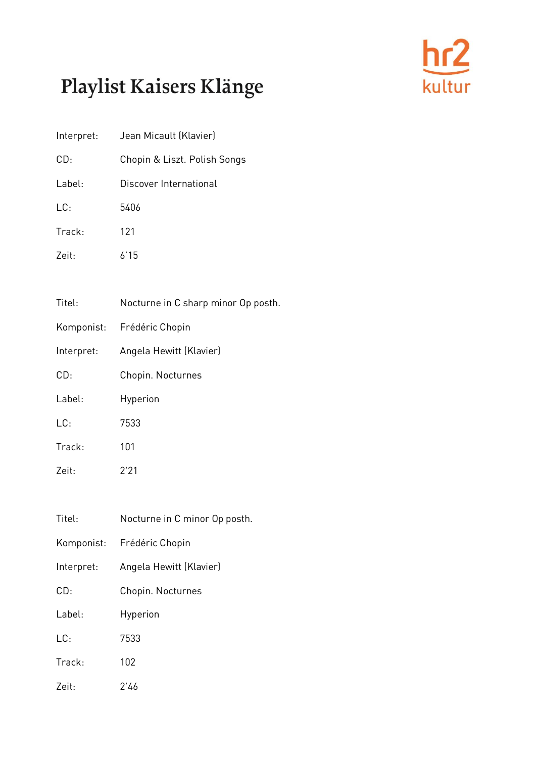# Playlist Kaisers Klänge

Interpret: Jean Micault (Klavier)

CD: Chopin & Liszt. Polish Songs

Label: Discover International

LC: 5406

Track: 121

Zeit: 6'15

Titel: Nocturne in C sharp minor Op posth.

Komponist: Frédéric Chopin

Interpret: Angela Hewitt (Klavier)

CD: Chopin. Nocturnes

Label: Hyperion

LC: 7533

Track: 101

Zeit: 2'21

Titel: Nocturne in C minor Op posth.

Komponist: Frédéric Chopin

Interpret: Angela Hewitt (Klavier)

CD: Chopin. Nocturnes

Label: Hyperion

LC: 7533

Track: 102

Zeit: 2'46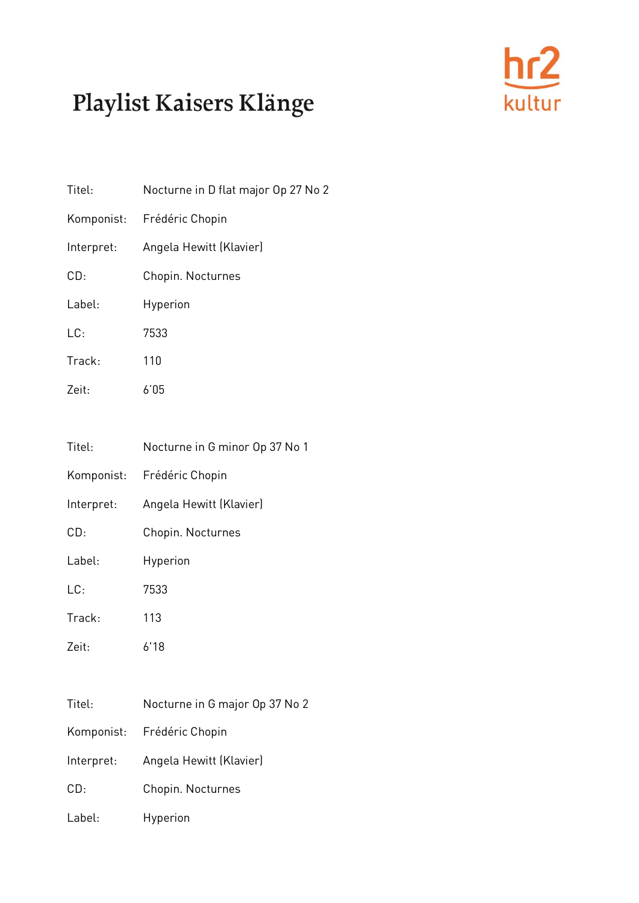# Playlist Kaisers Klänge

hr2 kultur

| | |
|---|---|
| Titel: | Nocturne in D flat major Op 27 No 2 |
| Komponist: | Frédéric Chopin |
| Interpret: | Angela Hewitt (Klavier) |
| CD: | Chopin. Nocturnes |
| Label: | Hyperion |
| LC: | 7533 |
| Track: | 110 |
| Zeit: | 6'05 |

| | |
|---|---|
| Titel: | Nocturne in G minor Op 37 No 1 |
| Komponist: | Frédéric Chopin |
| Interpret: | Angela Hewitt (Klavier) |
| CD: | Chopin. Nocturnes |
| Label: | Hyperion |
| LC: | 7533 |
| Track: | 113 |
| Zeit: | 6'18 |

| | |
|---|---|
| Titel: | Nocturne in G major Op 37 No 2 |
| Komponist: | Frédéric Chopin |
| Interpret: | Angela Hewitt (Klavier) |
| CD: | Chopin. Nocturnes |
| Label: | Hyperion |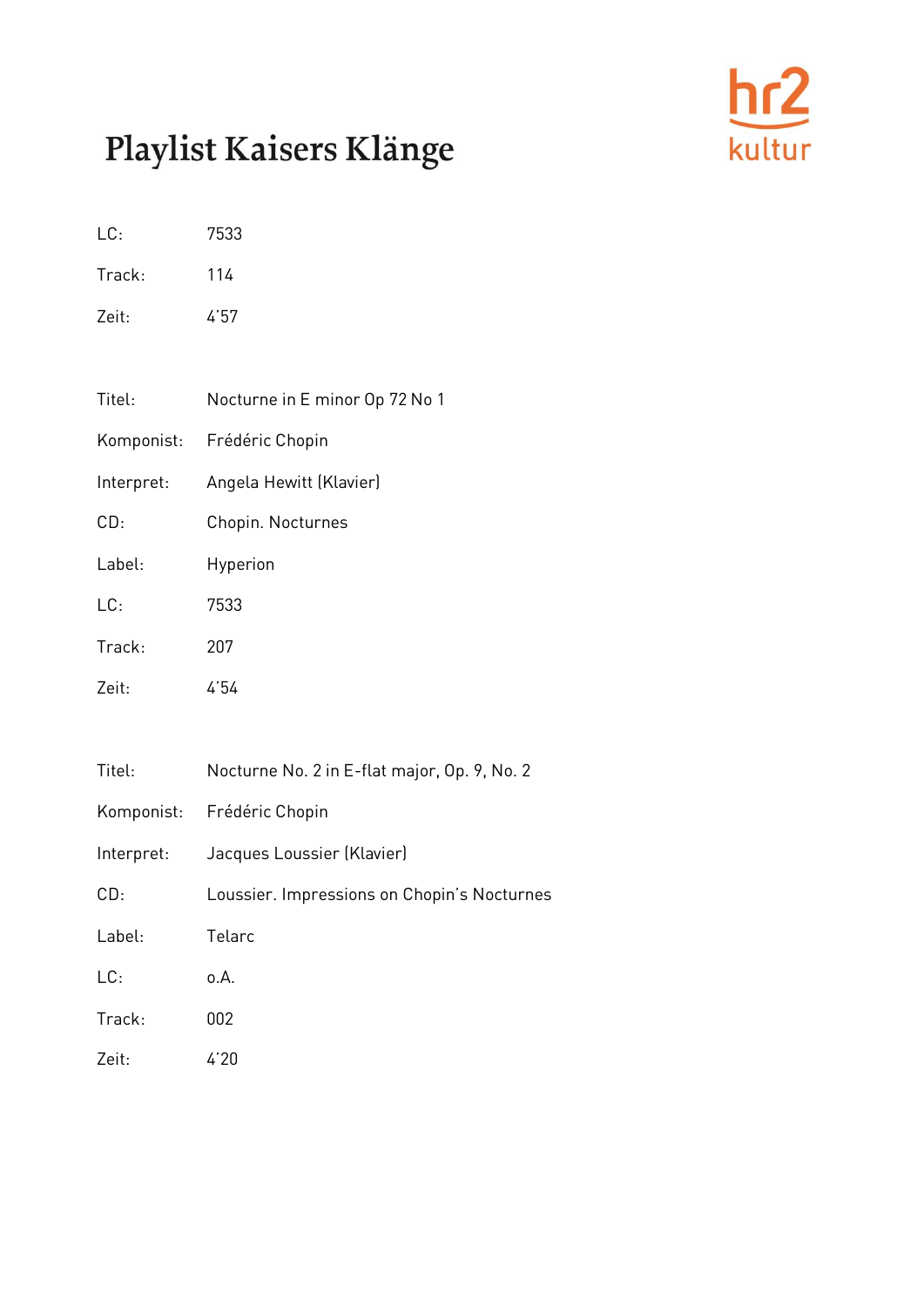# Playlist Kaisers Klänge

LC: 7533

Track: 114

Zeit: 4'57

Titel: Nocturne in E minor Op 72 No 1

Komponist: Frédéric Chopin

Interpret: Angela Hewitt (Klavier)

CD: Chopin. Nocturnes

Label: Hyperion

LC: 7533

Track: 207

Zeit: 4'54

Titel: Nocturne No. 2 in E-flat major, Op. 9, No. 2

Komponist: Frédéric Chopin

Interpret: Jacques Loussier (Klavier)

CD: Loussier. Impressions on Chopin's Nocturnes

Label: Telarc

LC: o.A.

Track: 002

Zeit: 4'20